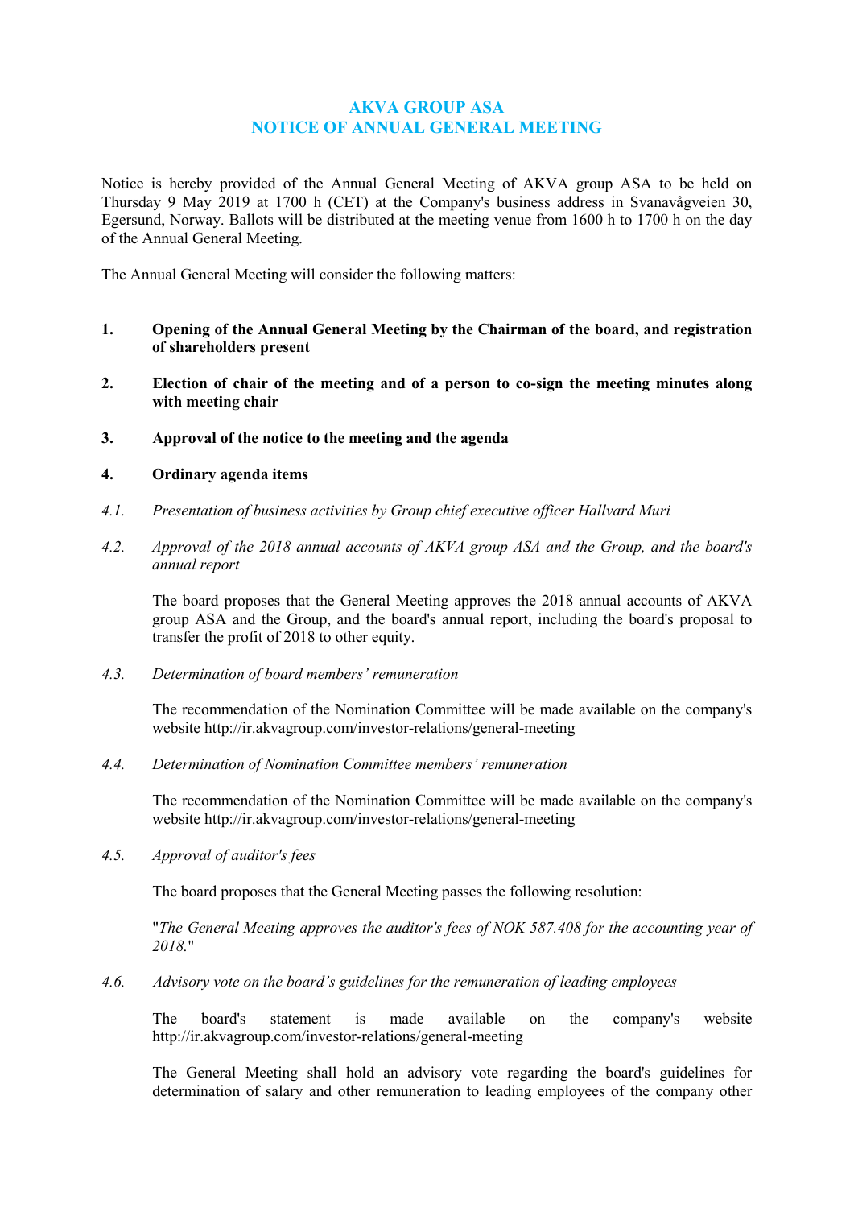# AKVA GROUP ASA
# NOTICE OF ANNUAL GENERAL MEETING

Notice is hereby provided of the Annual General Meeting of AKVA group ASA to be held on Thursday 9 May 2019 at 1700 h (CET) at the Company's business address in Svanavågveien 30, Egersund, Norway. Ballots will be distributed at the meeting venue from 1600 h to 1700 h on the day of the Annual General Meeting.

The Annual General Meeting will consider the following matters:

**1. Opening of the Annual General Meeting by the Chairman of the board, and registration of shareholders present**

**2. Election of chair of the meeting and of a person to co-sign the meeting minutes along with meeting chair**

**3. Approval of the notice to the meeting and the agenda**

**4. Ordinary agenda items**

*4.1. Presentation of business activities by Group chief executive officer Hallvard Muri*

*4.2. Approval of the 2018 annual accounts of AKVA group ASA and the Group, and the board's annual report*

The board proposes that the General Meeting approves the 2018 annual accounts of AKVA group ASA and the Group, and the board's annual report, including the board's proposal to transfer the profit of 2018 to other equity.

*4.3. Determination of board members' remuneration*

The recommendation of the Nomination Committee will be made available on the company's website http://ir.akvagroup.com/investor-relations/general-meeting

*4.4. Determination of Nomination Committee members' remuneration*

The recommendation of the Nomination Committee will be made available on the company's website http://ir.akvagroup.com/investor-relations/general-meeting

*4.5. Approval of auditor's fees*

The board proposes that the General Meeting passes the following resolution:

"*The General Meeting approves the auditor's fees of NOK 587.408 for the accounting year of 2018.*"

*4.6. Advisory vote on the board's guidelines for the remuneration of leading employees*

The board's statement is made available on the company's website http://ir.akvagroup.com/investor-relations/general-meeting

The General Meeting shall hold an advisory vote regarding the board's guidelines for determination of salary and other remuneration to leading employees of the company other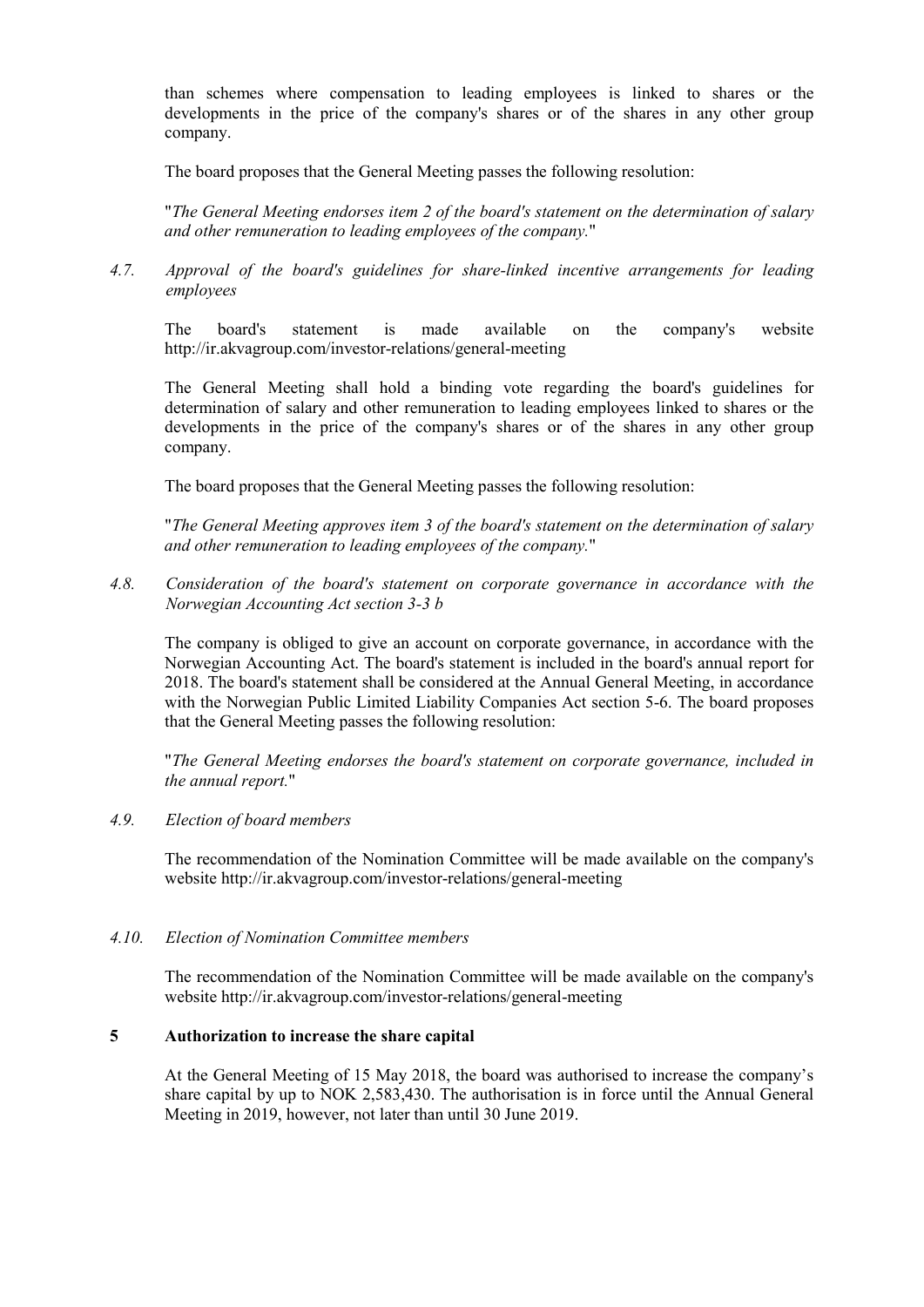than schemes where compensation to leading employees is linked to shares or the developments in the price of the company's shares or of the shares in any other group company.

The board proposes that the General Meeting passes the following resolution:

"*The General Meeting endorses item 2 of the board's statement on the determination of salary and other remuneration to leading employees of the company.*"

*4.7. Approval of the board's guidelines for share-linked incentive arrangements for leading employees*

The board's statement is made available on the company's website http://ir.akvagroup.com/investor-relations/general-meeting

The General Meeting shall hold a binding vote regarding the board's guidelines for determination of salary and other remuneration to leading employees linked to shares or the developments in the price of the company's shares or of the shares in any other group company.

The board proposes that the General Meeting passes the following resolution:

"*The General Meeting approves item 3 of the board's statement on the determination of salary and other remuneration to leading employees of the company.*"

*4.8. Consideration of the board's statement on corporate governance in accordance with the Norwegian Accounting Act section 3-3 b*

The company is obliged to give an account on corporate governance, in accordance with the Norwegian Accounting Act. The board's statement is included in the board's annual report for 2018. The board's statement shall be considered at the Annual General Meeting, in accordance with the Norwegian Public Limited Liability Companies Act section 5-6. The board proposes that the General Meeting passes the following resolution:

"*The General Meeting endorses the board's statement on corporate governance, included in the annual report.*"

*4.9. Election of board members*

The recommendation of the Nomination Committee will be made available on the company's website http://ir.akvagroup.com/investor-relations/general-meeting

*4.10. Election of Nomination Committee members*

The recommendation of the Nomination Committee will be made available on the company's website http://ir.akvagroup.com/investor-relations/general-meeting

## 5 Authorization to increase the share capital

At the General Meeting of 15 May 2018, the board was authorised to increase the company's share capital by up to NOK 2,583,430. The authorisation is in force until the Annual General Meeting in 2019, however, not later than until 30 June 2019.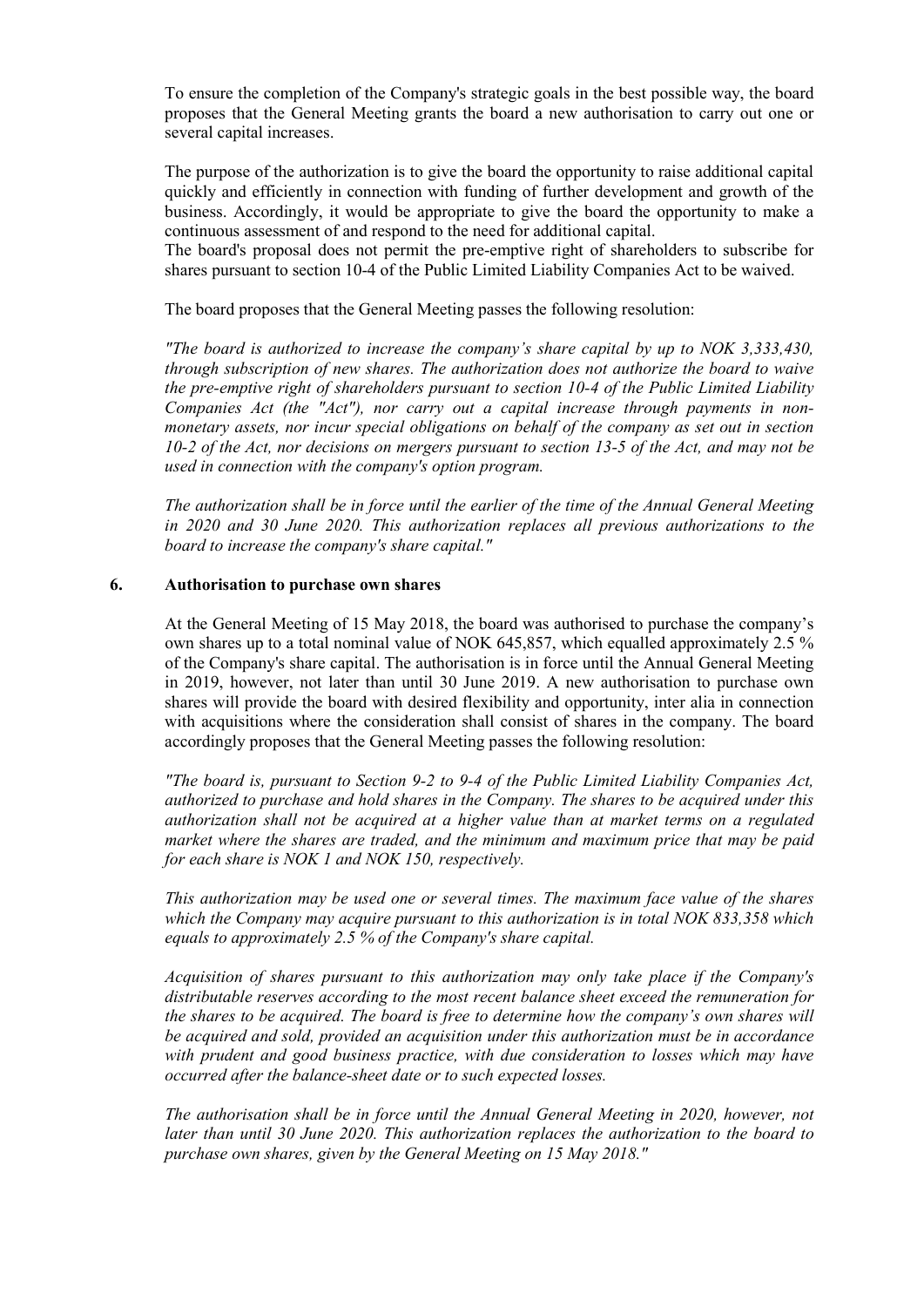To ensure the completion of the Company's strategic goals in the best possible way, the board proposes that the General Meeting grants the board a new authorisation to carry out one or several capital increases.

The purpose of the authorization is to give the board the opportunity to raise additional capital quickly and efficiently in connection with funding of further development and growth of the business. Accordingly, it would be appropriate to give the board the opportunity to make a continuous assessment of and respond to the need for additional capital.
The board's proposal does not permit the pre-emptive right of shareholders to subscribe for shares pursuant to section 10-4 of the Public Limited Liability Companies Act to be waived.

The board proposes that the General Meeting passes the following resolution:

*"The board is authorized to increase the company's share capital by up to NOK 3,333,430, through subscription of new shares. The authorization does not authorize the board to waive the pre-emptive right of shareholders pursuant to section 10-4 of the Public Limited Liability Companies Act (the "Act"), nor carry out a capital increase through payments in non-monetary assets, nor incur special obligations on behalf of the company as set out in section 10-2 of the Act, nor decisions on mergers pursuant to section 13-5 of the Act, and may not be used in connection with the company's option program.*

*The authorization shall be in force until the earlier of the time of the Annual General Meeting in 2020 and 30 June 2020. This authorization replaces all previous authorizations to the board to increase the company's share capital."*

## 6. Authorisation to purchase own shares

At the General Meeting of 15 May 2018, the board was authorised to purchase the company's own shares up to a total nominal value of NOK 645,857, which equalled approximately 2.5 % of the Company's share capital. The authorisation is in force until the Annual General Meeting in 2019, however, not later than until 30 June 2019. A new authorisation to purchase own shares will provide the board with desired flexibility and opportunity, inter alia in connection with acquisitions where the consideration shall consist of shares in the company. The board accordingly proposes that the General Meeting passes the following resolution:

*"The board is, pursuant to Section 9-2 to 9-4 of the Public Limited Liability Companies Act, authorized to purchase and hold shares in the Company. The shares to be acquired under this authorization shall not be acquired at a higher value than at market terms on a regulated market where the shares are traded, and the minimum and maximum price that may be paid for each share is NOK 1 and NOK 150, respectively.*

*This authorization may be used one or several times. The maximum face value of the shares which the Company may acquire pursuant to this authorization is in total NOK 833,358 which equals to approximately 2.5 % of the Company's share capital.*

*Acquisition of shares pursuant to this authorization may only take place if the Company's distributable reserves according to the most recent balance sheet exceed the remuneration for the shares to be acquired. The board is free to determine how the company's own shares will be acquired and sold, provided an acquisition under this authorization must be in accordance with prudent and good business practice, with due consideration to losses which may have occurred after the balance-sheet date or to such expected losses.*

*The authorisation shall be in force until the Annual General Meeting in 2020, however, not later than until 30 June 2020. This authorization replaces the authorization to the board to purchase own shares, given by the General Meeting on 15 May 2018."*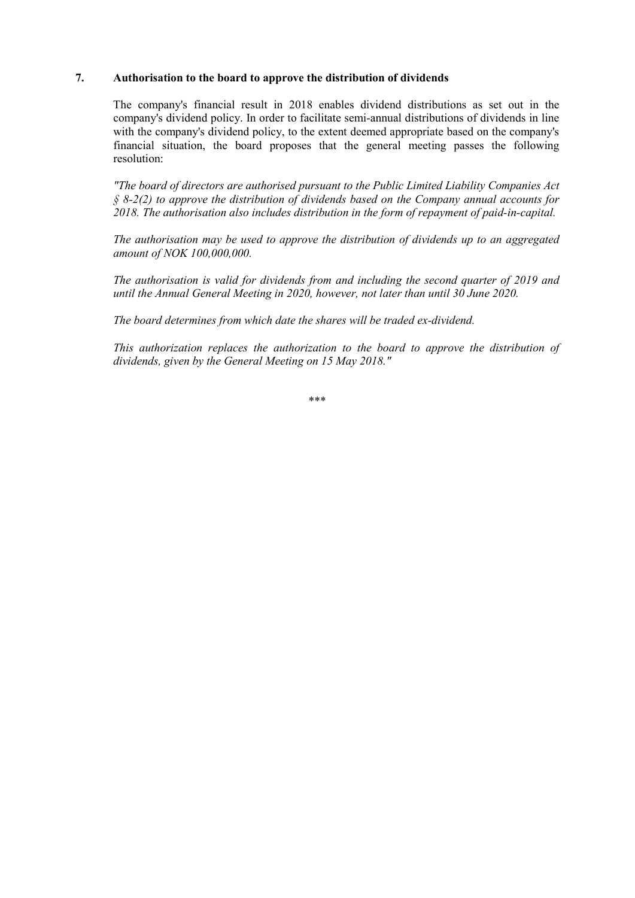## 7. Authorisation to the board to approve the distribution of dividends

The company's financial result in 2018 enables dividend distributions as set out in the company's dividend policy. In order to facilitate semi-annual distributions of dividends in line with the company's dividend policy, to the extent deemed appropriate based on the company's financial situation, the board proposes that the general meeting passes the following resolution:

*"The board of directors are authorised pursuant to the Public Limited Liability Companies Act § 8-2(2) to approve the distribution of dividends based on the Company annual accounts for 2018. The authorisation also includes distribution in the form of repayment of paid-in-capital.*

*The authorisation may be used to approve the distribution of dividends up to an aggregated amount of NOK 100,000,000.*

*The authorisation is valid for dividends from and including the second quarter of 2019 and until the Annual General Meeting in 2020, however, not later than until 30 June 2020.*

*The board determines from which date the shares will be traded ex-dividend.*

*This authorization replaces the authorization to the board to approve the distribution of dividends, given by the General Meeting on 15 May 2018."*

\*\*\*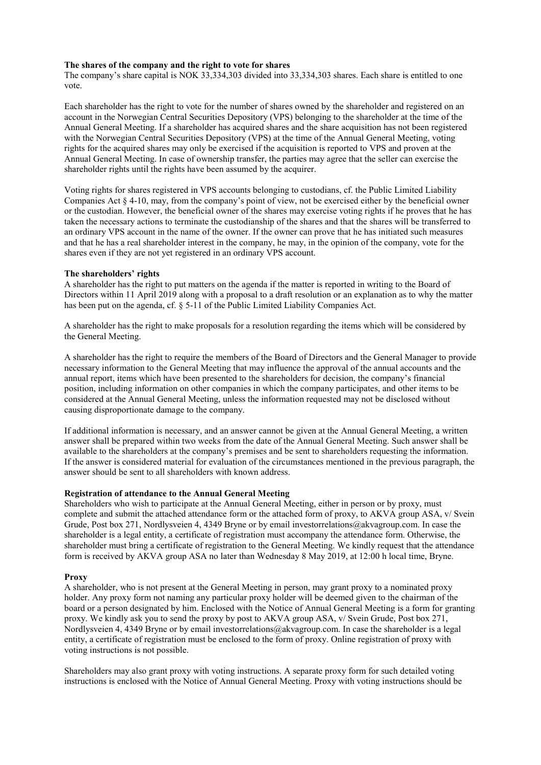**The shares of the company and the right to vote for shares**

The company's share capital is NOK 33,334,303 divided into 33,334,303 shares. Each share is entitled to one vote.

Each shareholder has the right to vote for the number of shares owned by the shareholder and registered on an account in the Norwegian Central Securities Depository (VPS) belonging to the shareholder at the time of the Annual General Meeting. If a shareholder has acquired shares and the share acquisition has not been registered with the Norwegian Central Securities Depository (VPS) at the time of the Annual General Meeting, voting rights for the acquired shares may only be exercised if the acquisition is reported to VPS and proven at the Annual General Meeting. In case of ownership transfer, the parties may agree that the seller can exercise the shareholder rights until the rights have been assumed by the acquirer.

Voting rights for shares registered in VPS accounts belonging to custodians, cf. the Public Limited Liability Companies Act § 4-10, may, from the company's point of view, not be exercised either by the beneficial owner or the custodian. However, the beneficial owner of the shares may exercise voting rights if he proves that he has taken the necessary actions to terminate the custodianship of the shares and that the shares will be transferred to an ordinary VPS account in the name of the owner. If the owner can prove that he has initiated such measures and that he has a real shareholder interest in the company, he may, in the opinion of the company, vote for the shares even if they are not yet registered in an ordinary VPS account.

**The shareholders' rights**

A shareholder has the right to put matters on the agenda if the matter is reported in writing to the Board of Directors within 11 April 2019 along with a proposal to a draft resolution or an explanation as to why the matter has been put on the agenda, cf. § 5-11 of the Public Limited Liability Companies Act.

A shareholder has the right to make proposals for a resolution regarding the items which will be considered by the General Meeting.

A shareholder has the right to require the members of the Board of Directors and the General Manager to provide necessary information to the General Meeting that may influence the approval of the annual accounts and the annual report, items which have been presented to the shareholders for decision, the company's financial position, including information on other companies in which the company participates, and other items to be considered at the Annual General Meeting, unless the information requested may not be disclosed without causing disproportionate damage to the company.

If additional information is necessary, and an answer cannot be given at the Annual General Meeting, a written answer shall be prepared within two weeks from the date of the Annual General Meeting. Such answer shall be available to the shareholders at the company's premises and be sent to shareholders requesting the information. If the answer is considered material for evaluation of the circumstances mentioned in the previous paragraph, the answer should be sent to all shareholders with known address.

**Registration of attendance to the Annual General Meeting**

Shareholders who wish to participate at the Annual General Meeting, either in person or by proxy, must complete and submit the attached attendance form or the attached form of proxy, to AKVA group ASA, v/ Svein Grude, Post box 271, Nordlysveien 4, 4349 Bryne or by email investorrelations@akvagroup.com. In case the shareholder is a legal entity, a certificate of registration must accompany the attendance form. Otherwise, the shareholder must bring a certificate of registration to the General Meeting. We kindly request that the attendance form is received by AKVA group ASA no later than Wednesday 8 May 2019, at 12:00 h local time, Bryne.

**Proxy**

A shareholder, who is not present at the General Meeting in person, may grant proxy to a nominated proxy holder. Any proxy form not naming any particular proxy holder will be deemed given to the chairman of the board or a person designated by him. Enclosed with the Notice of Annual General Meeting is a form for granting proxy. We kindly ask you to send the proxy by post to AKVA group ASA, v/ Svein Grude, Post box 271, Nordlysveien 4, 4349 Bryne or by email investorrelations@akvagroup.com. In case the shareholder is a legal entity, a certificate of registration must be enclosed to the form of proxy. Online registration of proxy with voting instructions is not possible.

Shareholders may also grant proxy with voting instructions. A separate proxy form for such detailed voting instructions is enclosed with the Notice of Annual General Meeting. Proxy with voting instructions should be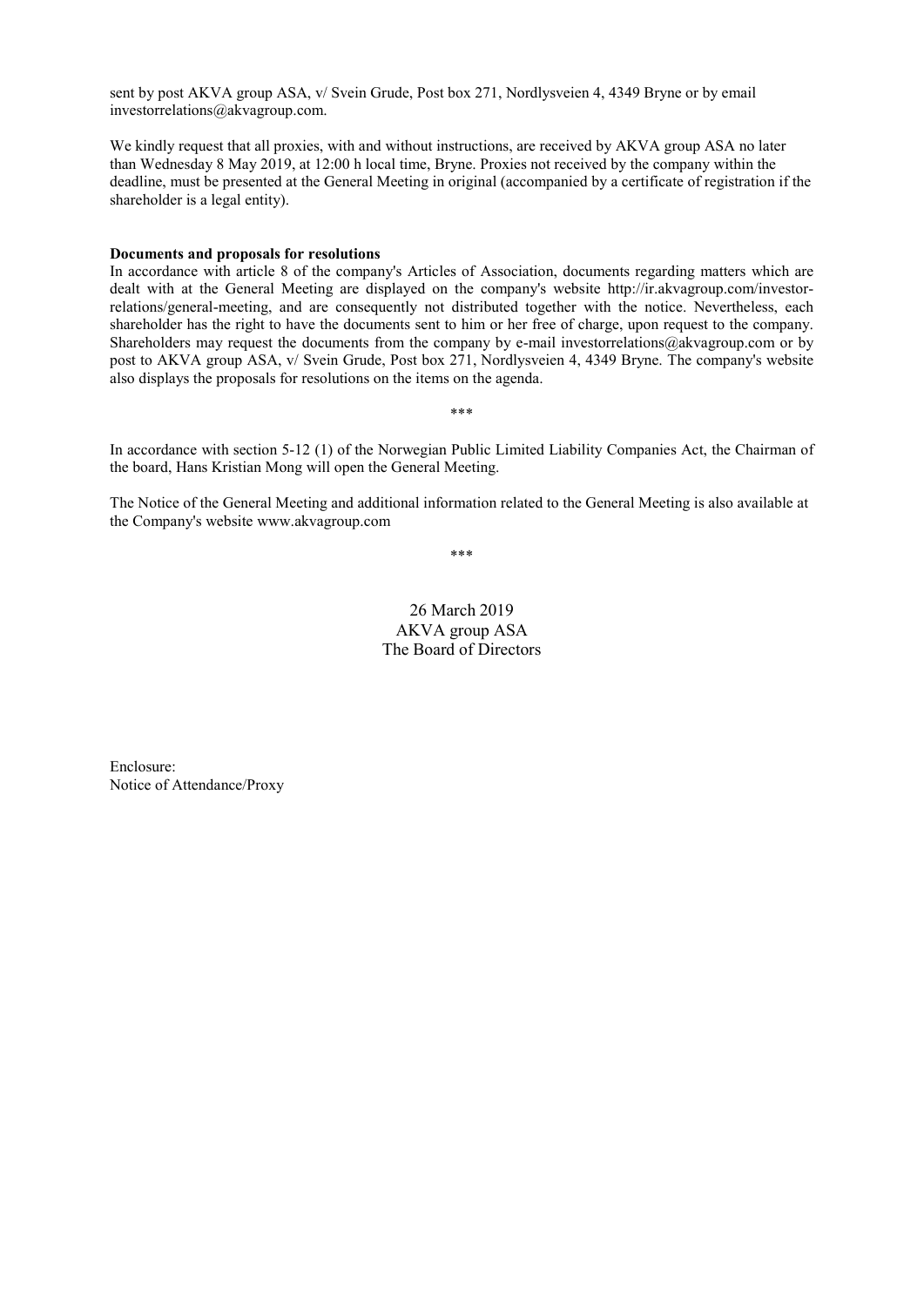sent by post AKVA group ASA, v/ Svein Grude, Post box 271, Nordlysveien 4, 4349 Bryne or by email investorrelations@akvagroup.com.

We kindly request that all proxies, with and without instructions, are received by AKVA group ASA no later than Wednesday 8 May 2019, at 12:00 h local time, Bryne. Proxies not received by the company within the deadline, must be presented at the General Meeting in original (accompanied by a certificate of registration if the shareholder is a legal entity).

**Documents and proposals for resolutions**

In accordance with article 8 of the company's Articles of Association, documents regarding matters which are dealt with at the General Meeting are displayed on the company's website http://ir.akvagroup.com/investor-relations/general-meeting, and are consequently not distributed together with the notice. Nevertheless, each shareholder has the right to have the documents sent to him or her free of charge, upon request to the company. Shareholders may request the documents from the company by e-mail investorrelations@akvagroup.com or by post to AKVA group ASA, v/ Svein Grude, Post box 271, Nordlysveien 4, 4349 Bryne. The company's website also displays the proposals for resolutions on the items on the agenda.

\*\*\*

In accordance with section 5-12 (1) of the Norwegian Public Limited Liability Companies Act, the Chairman of the board, Hans Kristian Mong will open the General Meeting.

The Notice of the General Meeting and additional information related to the General Meeting is also available at the Company's website www.akvagroup.com

\*\*\*

26 March 2019
AKVA group ASA
The Board of Directors

Enclosure:
Notice of Attendance/Proxy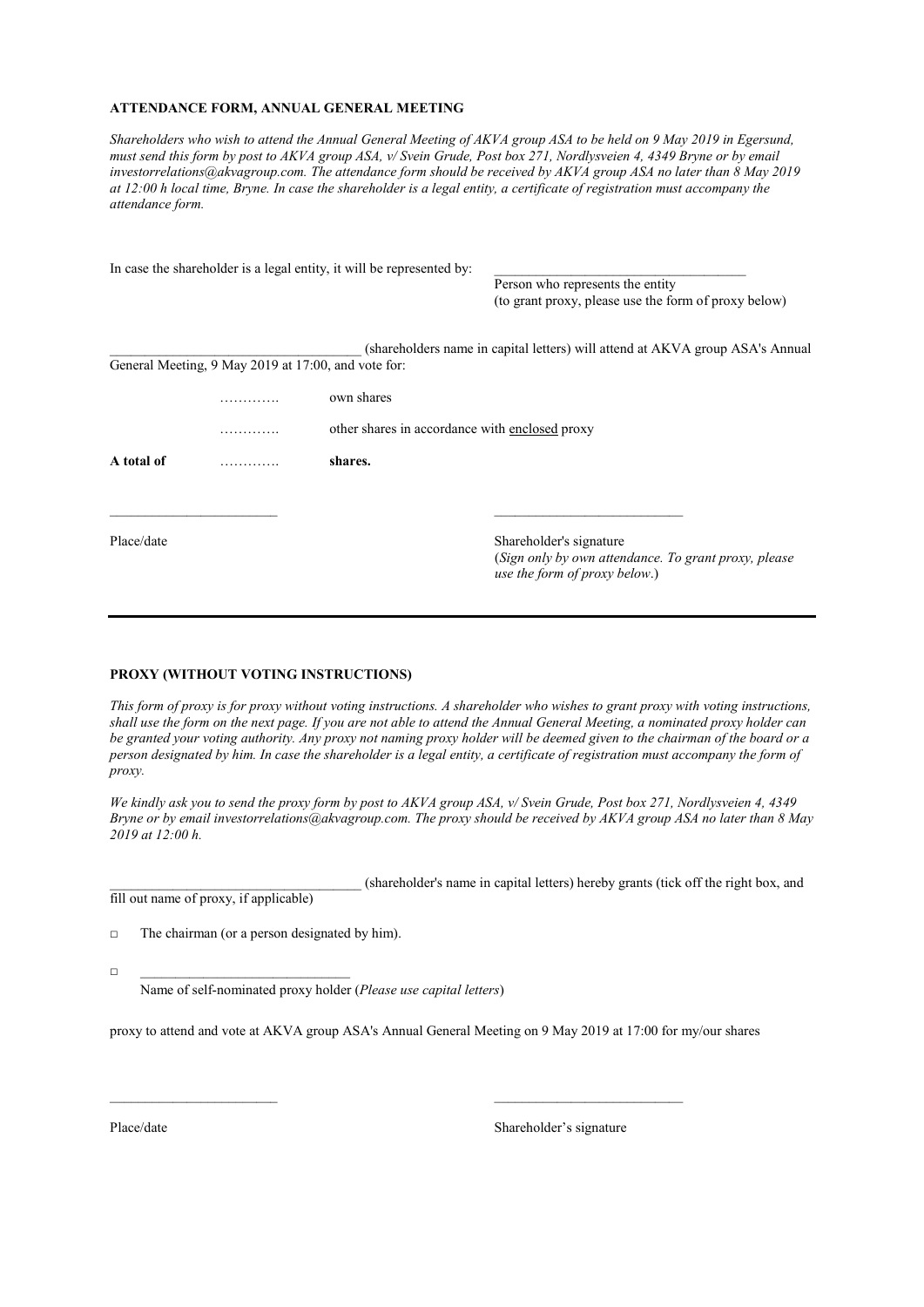**ATTENDANCE FORM, ANNUAL GENERAL MEETING**

*Shareholders who wish to attend the Annual General Meeting of AKVA group ASA to be held on 9 May 2019 in Egersund, must send this form by post to AKVA group ASA, v/ Svein Grude, Post box 271, Nordlysveien 4, 4349 Bryne or by email investorrelations@akvagroup.com. The attendance form should be received by AKVA group ASA no later than 8 May 2019 at 12:00 h local time, Bryne. In case the shareholder is a legal entity, a certificate of registration must accompany the attendance form.*

In case the shareholder is a legal entity, it will be represented by: ____________________________________
Person who represents the entity
(to grant proxy, please use the form of proxy below)

____________________________________ (shareholders name in capital letters) will attend at AKVA group ASA's Annual General Meeting, 9 May 2019 at 17:00, and vote for:

| | | |
|---|---|---|
| | …………. | own shares |
| | …………. | other shares in accordance with <u>enclosed</u> proxy |
| **A total of** | …………. | **shares.** |

________________________ ____________________________

Place/date

Shareholder's signature
(*Sign only by own attendance. To grant proxy, please use the form of proxy below*.)

---

**PROXY (WITHOUT VOTING INSTRUCTIONS)**

*This form of proxy is for proxy without voting instructions. A shareholder who wishes to grant proxy with voting instructions, shall use the form on the next page. If you are not able to attend the Annual General Meeting, a nominated proxy holder can be granted your voting authority. Any proxy not naming proxy holder will be deemed given to the chairman of the board or a person designated by him. In case the shareholder is a legal entity, a certificate of registration must accompany the form of proxy.*

*We kindly ask you to send the proxy form by post to AKVA group ASA, v/ Svein Grude, Post box 271, Nordlysveien 4, 4349 Bryne or by email investorrelations@akvagroup.com. The proxy should be received by AKVA group ASA no later than 8 May 2019 at 12:00 h.*

____________________________________ (shareholder's name in capital letters) hereby grants (tick off the right box, and fill out name of proxy, if applicable)

□ The chairman (or a person designated by him).

□ ______________________________
Name of self-nominated proxy holder (*Please use capital letters*)

proxy to attend and vote at AKVA group ASA's Annual General Meeting on 9 May 2019 at 17:00 for my/our shares

________________________ ____________________________

Place/date

Shareholder's signature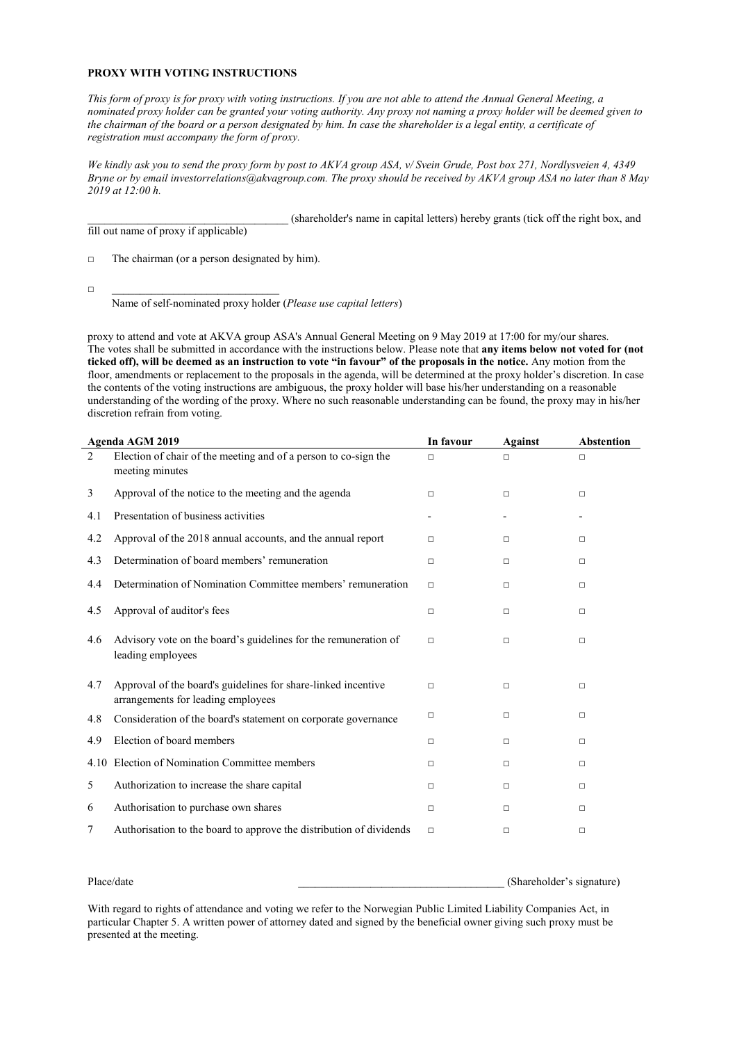**PROXY WITH VOTING INSTRUCTIONS**

*This form of proxy is for proxy with voting instructions. If you are not able to attend the Annual General Meeting, a nominated proxy holder can be granted your voting authority. Any proxy not naming a proxy holder will be deemed given to the chairman of the board or a person designated by him. In case the shareholder is a legal entity, a certificate of registration must accompany the form of proxy.*

*We kindly ask you to send the proxy form by post to AKVA group ASA, v/ Svein Grude, Post box 271, Nordlysveien 4, 4349 Bryne or by email investorrelations@akvagroup.com. The proxy should be received by AKVA group ASA no later than 8 May 2019 at 12:00 h.*

____________________________________ (shareholder's name in capital letters) hereby grants (tick off the right box, and fill out name of proxy if applicable)

□ The chairman (or a person designated by him).

□ ______________________________
Name of self-nominated proxy holder (*Please use capital letters*)

proxy to attend and vote at AKVA group ASA's Annual General Meeting on 9 May 2019 at 17:00 for my/our shares. The votes shall be submitted in accordance with the instructions below. Please note that **any items below not voted for (not ticked off), will be deemed as an instruction to vote "in favour" of the proposals in the notice.** Any motion from the floor, amendments or replacement to the proposals in the agenda, will be determined at the proxy holder's discretion. In case the contents of the voting instructions are ambiguous, the proxy holder will base his/her understanding on a reasonable understanding of the wording of the proxy. Where no such reasonable understanding can be found, the proxy may in his/her discretion refrain from voting.

| Agenda AGM 2019 | | In favour | Against | Abstention |
|---|---|---|---|---|
| 2 | Election of chair of the meeting and of a person to co-sign the meeting minutes | □ | □ | □ |
| 3 | Approval of the notice to the meeting and the agenda | □ | □ | □ |
| 4.1 | Presentation of business activities | - | - | - |
| 4.2 | Approval of the 2018 annual accounts, and the annual report | □ | □ | □ |
| 4.3 | Determination of board members' remuneration | □ | □ | □ |
| 4.4 | Determination of Nomination Committee members' remuneration | □ | □ | □ |
| 4.5 | Approval of auditor's fees | □ | □ | □ |
| 4.6 | Advisory vote on the board's guidelines for the remuneration of leading employees | □ | □ | □ |
| 4.7 | Approval of the board's guidelines for share-linked incentive arrangements for leading employees | □ | □ | □ |
| 4.8 | Consideration of the board's statement on corporate governance | □ | □ | □ |
| 4.9 | Election of board members | □ | □ | □ |
| 4.10 | Election of Nomination Committee members | □ | □ | □ |
| 5 | Authorization to increase the share capital | □ | □ | □ |
| 6 | Authorisation to purchase own shares | □ | □ | □ |
| 7 | Authorisation to the board to approve the distribution of dividends | □ | □ | □ |

Place/date ______________________________________ (Shareholder's signature)

With regard to rights of attendance and voting we refer to the Norwegian Public Limited Liability Companies Act, in particular Chapter 5. A written power of attorney dated and signed by the beneficial owner giving such proxy must be presented at the meeting.